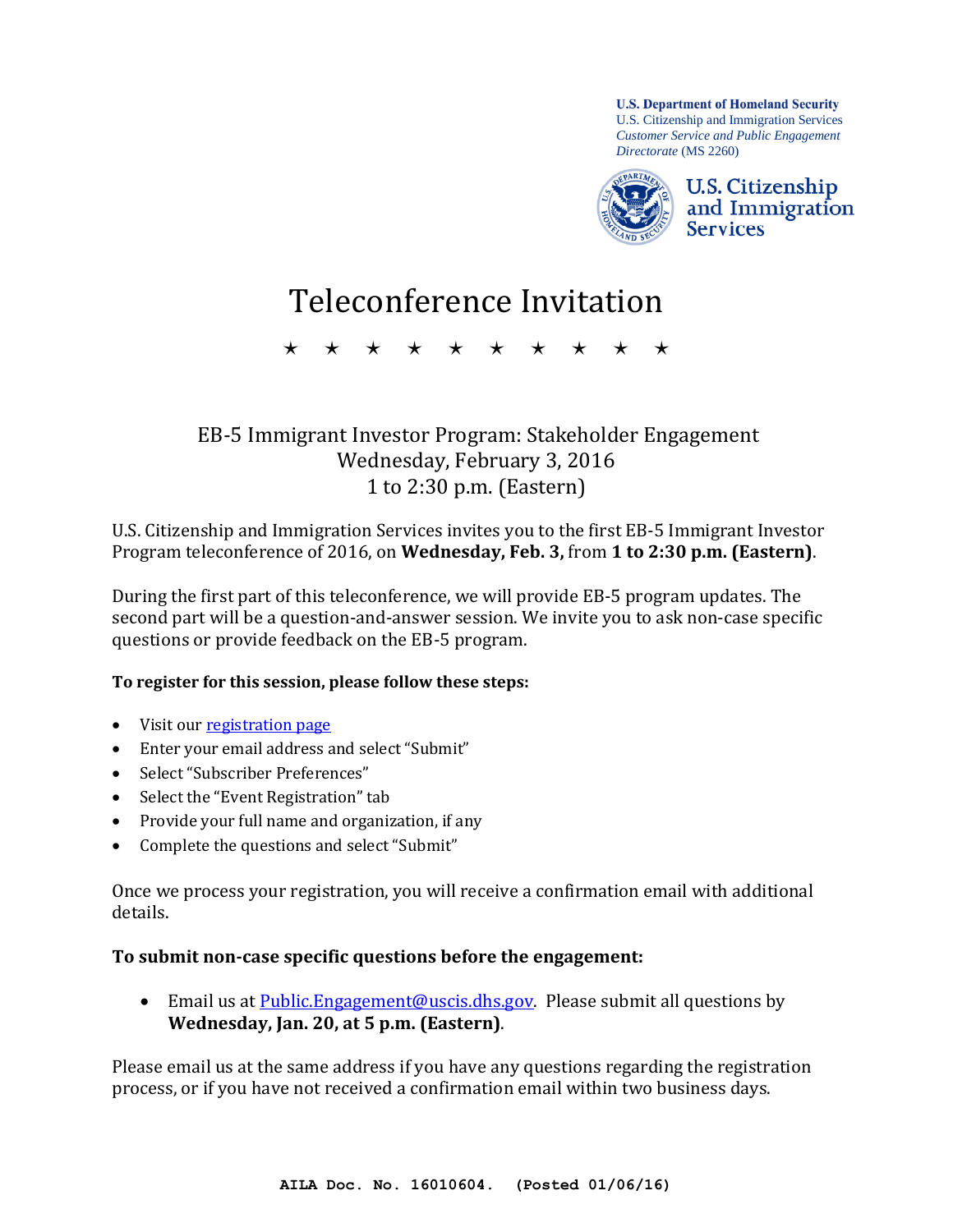**U.S. Department of Homeland Security**
U.S. Citizenship and Immigration Services
*Customer Service and Public Engagement Directorate* (MS 2260)

U.S. Citizenship and Immigration Services

# Teleconference Invitation

★ ★ ★ ★ ★ ★ ★ ★ ★ ★

## EB-5 Immigrant Investor Program: Stakeholder Engagement
## Wednesday, February 3, 2016
## 1 to 2:30 p.m. (Eastern)

U.S. Citizenship and Immigration Services invites you to the first EB-5 Immigrant Investor Program teleconference of 2016, on **Wednesday, Feb. 3,** from **1 to 2:30 p.m. (Eastern)**.

During the first part of this teleconference, we will provide EB-5 program updates. The second part will be a question-and-answer session. We invite you to ask non-case specific questions or provide feedback on the EB-5 program.

**To register for this session, please follow these steps:**

- Visit our registration page
- Enter your email address and select "Submit"
- Select "Subscriber Preferences"
- Select the "Event Registration" tab
- Provide your full name and organization, if any
- Complete the questions and select "Submit"

Once we process your registration, you will receive a confirmation email with additional details.

**To submit non-case specific questions before the engagement:**

- Email us at Public.Engagement@uscis.dhs.gov. Please submit all questions by **Wednesday, Jan. 20, at 5 p.m. (Eastern)**.

Please email us at the same address if you have any questions regarding the registration process, or if you have not received a confirmation email within two business days.

**AILA Doc. No. 16010604. (Posted 01/06/16)**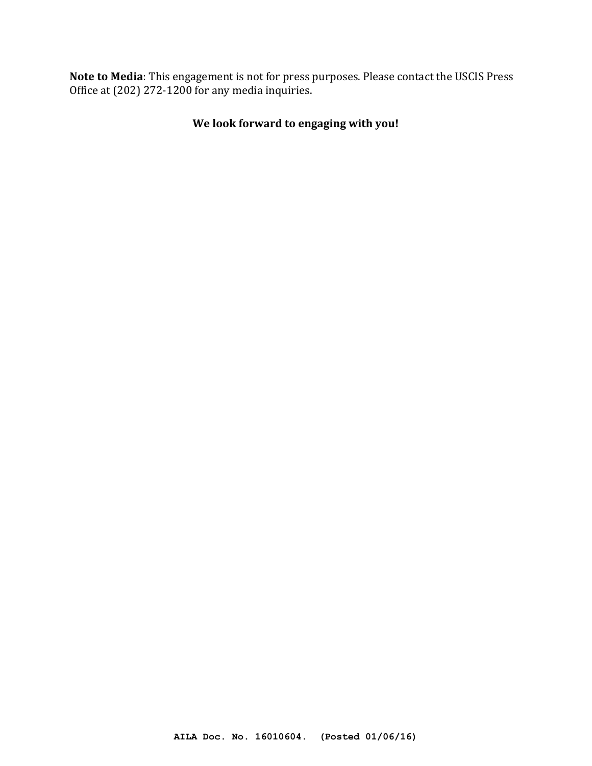**Note to Media**: This engagement is not for press purposes. Please contact the USCIS Press Office at (202) 272-1200 for any media inquiries.

**We look forward to engaging with you!**

AILA Doc. No. 16010604. (Posted 01/06/16)